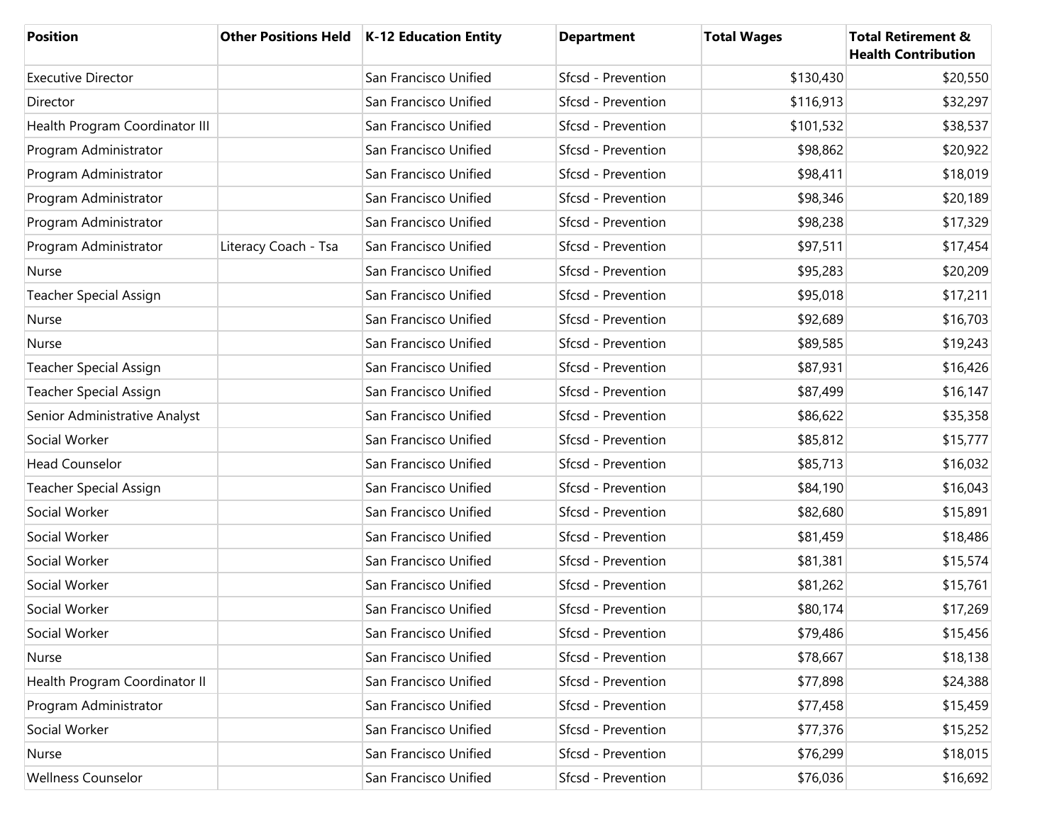| Position | Other Positions Held | K-12 Education Entity | Department | Total Wages | Total Retirement & Health Contribution |
|---|---|---|---|---|---|
| Executive Director | | San Francisco Unified | Sfcsd - Prevention | $130,430 | $20,550 |
| Director | | San Francisco Unified | Sfcsd - Prevention | $116,913 | $32,297 |
| Health Program Coordinator III | | San Francisco Unified | Sfcsd - Prevention | $101,532 | $38,537 |
| Program Administrator | | San Francisco Unified | Sfcsd - Prevention | $98,862 | $20,922 |
| Program Administrator | | San Francisco Unified | Sfcsd - Prevention | $98,411 | $18,019 |
| Program Administrator | | San Francisco Unified | Sfcsd - Prevention | $98,346 | $20,189 |
| Program Administrator | | San Francisco Unified | Sfcsd - Prevention | $98,238 | $17,329 |
| Program Administrator | Literacy Coach - Tsa | San Francisco Unified | Sfcsd - Prevention | $97,511 | $17,454 |
| Nurse | | San Francisco Unified | Sfcsd - Prevention | $95,283 | $20,209 |
| Teacher Special Assign | | San Francisco Unified | Sfcsd - Prevention | $95,018 | $17,211 |
| Nurse | | San Francisco Unified | Sfcsd - Prevention | $92,689 | $16,703 |
| Nurse | | San Francisco Unified | Sfcsd - Prevention | $89,585 | $19,243 |
| Teacher Special Assign | | San Francisco Unified | Sfcsd - Prevention | $87,931 | $16,426 |
| Teacher Special Assign | | San Francisco Unified | Sfcsd - Prevention | $87,499 | $16,147 |
| Senior Administrative Analyst | | San Francisco Unified | Sfcsd - Prevention | $86,622 | $35,358 |
| Social Worker | | San Francisco Unified | Sfcsd - Prevention | $85,812 | $15,777 |
| Head Counselor | | San Francisco Unified | Sfcsd - Prevention | $85,713 | $16,032 |
| Teacher Special Assign | | San Francisco Unified | Sfcsd - Prevention | $84,190 | $16,043 |
| Social Worker | | San Francisco Unified | Sfcsd - Prevention | $82,680 | $15,891 |
| Social Worker | | San Francisco Unified | Sfcsd - Prevention | $81,459 | $18,486 |
| Social Worker | | San Francisco Unified | Sfcsd - Prevention | $81,381 | $15,574 |
| Social Worker | | San Francisco Unified | Sfcsd - Prevention | $81,262 | $15,761 |
| Social Worker | | San Francisco Unified | Sfcsd - Prevention | $80,174 | $17,269 |
| Social Worker | | San Francisco Unified | Sfcsd - Prevention | $79,486 | $15,456 |
| Nurse | | San Francisco Unified | Sfcsd - Prevention | $78,667 | $18,138 |
| Health Program Coordinator II | | San Francisco Unified | Sfcsd - Prevention | $77,898 | $24,388 |
| Program Administrator | | San Francisco Unified | Sfcsd - Prevention | $77,458 | $15,459 |
| Social Worker | | San Francisco Unified | Sfcsd - Prevention | $77,376 | $15,252 |
| Nurse | | San Francisco Unified | Sfcsd - Prevention | $76,299 | $18,015 |
| Wellness Counselor | | San Francisco Unified | Sfcsd - Prevention | $76,036 | $16,692 |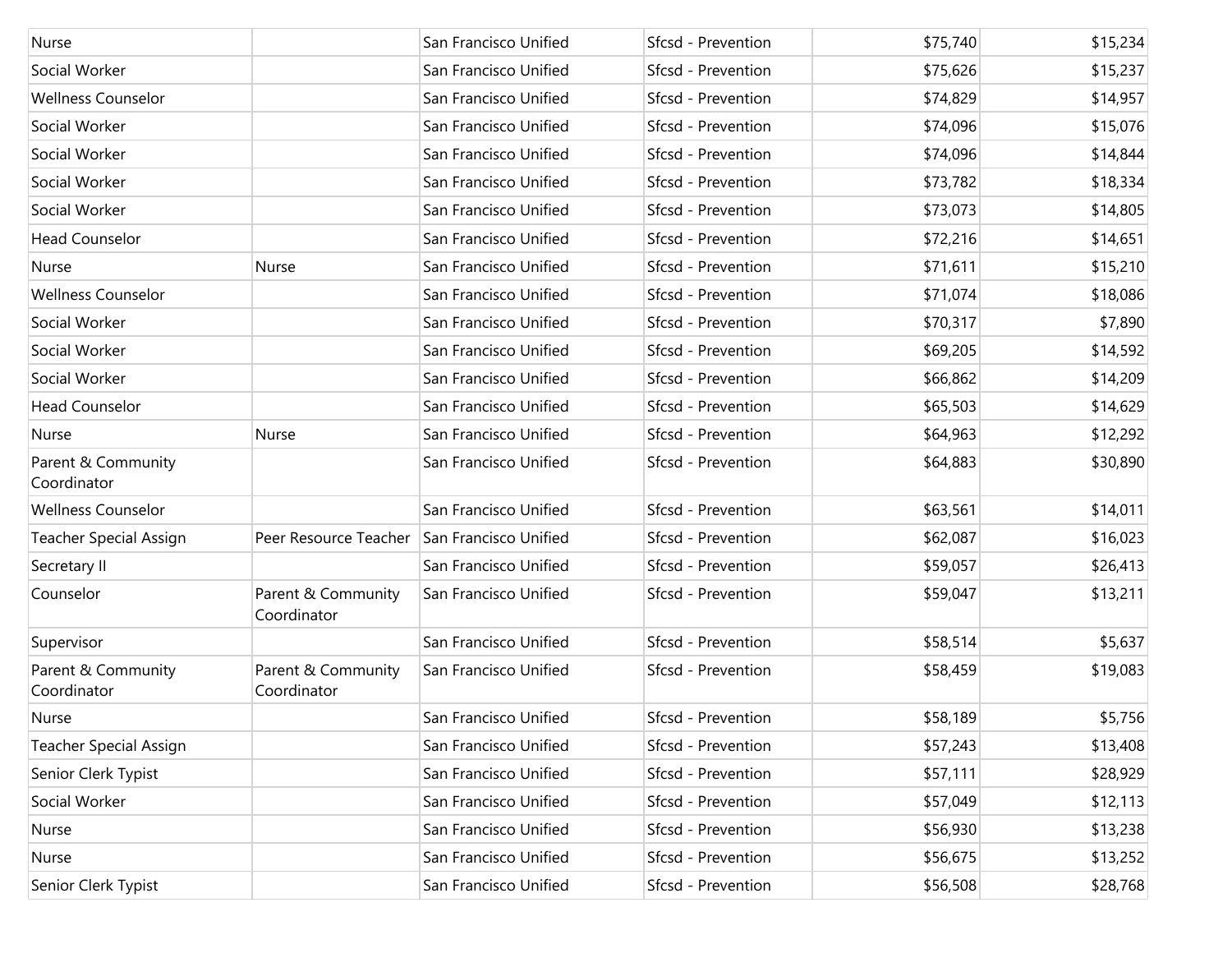| | | | | | |
|---|---|---|---|---|---|
| Nurse | | San Francisco Unified | Sfcsd - Prevention | $75,740 | $15,234 |
| Social Worker | | San Francisco Unified | Sfcsd - Prevention | $75,626 | $15,237 |
| Wellness Counselor | | San Francisco Unified | Sfcsd - Prevention | $74,829 | $14,957 |
| Social Worker | | San Francisco Unified | Sfcsd - Prevention | $74,096 | $15,076 |
| Social Worker | | San Francisco Unified | Sfcsd - Prevention | $74,096 | $14,844 |
| Social Worker | | San Francisco Unified | Sfcsd - Prevention | $73,782 | $18,334 |
| Social Worker | | San Francisco Unified | Sfcsd - Prevention | $73,073 | $14,805 |
| Head Counselor | | San Francisco Unified | Sfcsd - Prevention | $72,216 | $14,651 |
| Nurse | Nurse | San Francisco Unified | Sfcsd - Prevention | $71,611 | $15,210 |
| Wellness Counselor | | San Francisco Unified | Sfcsd - Prevention | $71,074 | $18,086 |
| Social Worker | | San Francisco Unified | Sfcsd - Prevention | $70,317 | $7,890 |
| Social Worker | | San Francisco Unified | Sfcsd - Prevention | $69,205 | $14,592 |
| Social Worker | | San Francisco Unified | Sfcsd - Prevention | $66,862 | $14,209 |
| Head Counselor | | San Francisco Unified | Sfcsd - Prevention | $65,503 | $14,629 |
| Nurse | Nurse | San Francisco Unified | Sfcsd - Prevention | $64,963 | $12,292 |
| Parent & Community Coordinator | | San Francisco Unified | Sfcsd - Prevention | $64,883 | $30,890 |
| Wellness Counselor | | San Francisco Unified | Sfcsd - Prevention | $63,561 | $14,011 |
| Teacher Special Assign | Peer Resource Teacher | San Francisco Unified | Sfcsd - Prevention | $62,087 | $16,023 |
| Secretary II | | San Francisco Unified | Sfcsd - Prevention | $59,057 | $26,413 |
| Counselor | Parent & Community Coordinator | San Francisco Unified | Sfcsd - Prevention | $59,047 | $13,211 |
| Supervisor | | San Francisco Unified | Sfcsd - Prevention | $58,514 | $5,637 |
| Parent & Community Coordinator | Parent & Community Coordinator | San Francisco Unified | Sfcsd - Prevention | $58,459 | $19,083 |
| Nurse | | San Francisco Unified | Sfcsd - Prevention | $58,189 | $5,756 |
| Teacher Special Assign | | San Francisco Unified | Sfcsd - Prevention | $57,243 | $13,408 |
| Senior Clerk Typist | | San Francisco Unified | Sfcsd - Prevention | $57,111 | $28,929 |
| Social Worker | | San Francisco Unified | Sfcsd - Prevention | $57,049 | $12,113 |
| Nurse | | San Francisco Unified | Sfcsd - Prevention | $56,930 | $13,238 |
| Nurse | | San Francisco Unified | Sfcsd - Prevention | $56,675 | $13,252 |
| Senior Clerk Typist | | San Francisco Unified | Sfcsd - Prevention | $56,508 | $28,768 |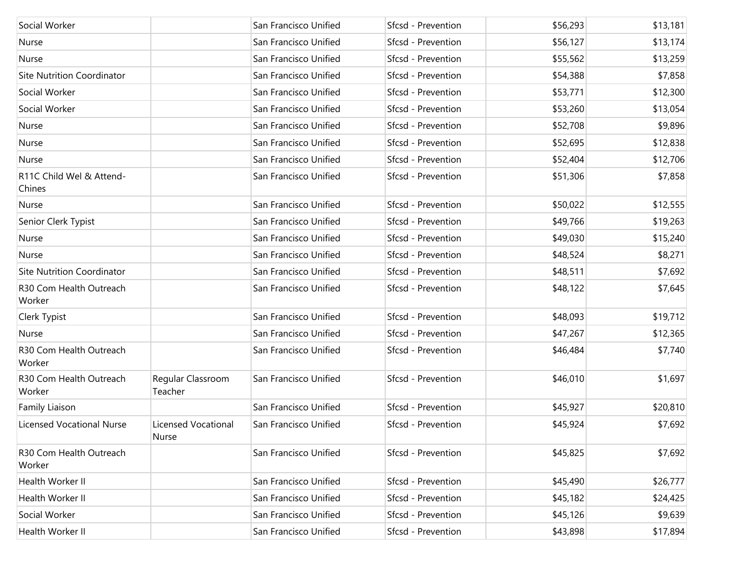| | | | | | |
|---|---|---|---|---|---|
| Social Worker | | San Francisco Unified | Sfcsd - Prevention | $56,293 | $13,181 |
| Nurse | | San Francisco Unified | Sfcsd - Prevention | $56,127 | $13,174 |
| Nurse | | San Francisco Unified | Sfcsd - Prevention | $55,562 | $13,259 |
| Site Nutrition Coordinator | | San Francisco Unified | Sfcsd - Prevention | $54,388 | $7,858 |
| Social Worker | | San Francisco Unified | Sfcsd - Prevention | $53,771 | $12,300 |
| Social Worker | | San Francisco Unified | Sfcsd - Prevention | $53,260 | $13,054 |
| Nurse | | San Francisco Unified | Sfcsd - Prevention | $52,708 | $9,896 |
| Nurse | | San Francisco Unified | Sfcsd - Prevention | $52,695 | $12,838 |
| Nurse | | San Francisco Unified | Sfcsd - Prevention | $52,404 | $12,706 |
| R11C Child Wel & Attend-Chines | | San Francisco Unified | Sfcsd - Prevention | $51,306 | $7,858 |
| Nurse | | San Francisco Unified | Sfcsd - Prevention | $50,022 | $12,555 |
| Senior Clerk Typist | | San Francisco Unified | Sfcsd - Prevention | $49,766 | $19,263 |
| Nurse | | San Francisco Unified | Sfcsd - Prevention | $49,030 | $15,240 |
| Nurse | | San Francisco Unified | Sfcsd - Prevention | $48,524 | $8,271 |
| Site Nutrition Coordinator | | San Francisco Unified | Sfcsd - Prevention | $48,511 | $7,692 |
| R30 Com Health Outreach Worker | | San Francisco Unified | Sfcsd - Prevention | $48,122 | $7,645 |
| Clerk Typist | | San Francisco Unified | Sfcsd - Prevention | $48,093 | $19,712 |
| Nurse | | San Francisco Unified | Sfcsd - Prevention | $47,267 | $12,365 |
| R30 Com Health Outreach Worker | | San Francisco Unified | Sfcsd - Prevention | $46,484 | $7,740 |
| R30 Com Health Outreach Worker | Regular Classroom Teacher | San Francisco Unified | Sfcsd - Prevention | $46,010 | $1,697 |
| Family Liaison | | San Francisco Unified | Sfcsd - Prevention | $45,927 | $20,810 |
| Licensed Vocational Nurse | Licensed Vocational Nurse | San Francisco Unified | Sfcsd - Prevention | $45,924 | $7,692 |
| R30 Com Health Outreach Worker | | San Francisco Unified | Sfcsd - Prevention | $45,825 | $7,692 |
| Health Worker II | | San Francisco Unified | Sfcsd - Prevention | $45,490 | $26,777 |
| Health Worker II | | San Francisco Unified | Sfcsd - Prevention | $45,182 | $24,425 |
| Social Worker | | San Francisco Unified | Sfcsd - Prevention | $45,126 | $9,639 |
| Health Worker II | | San Francisco Unified | Sfcsd - Prevention | $43,898 | $17,894 |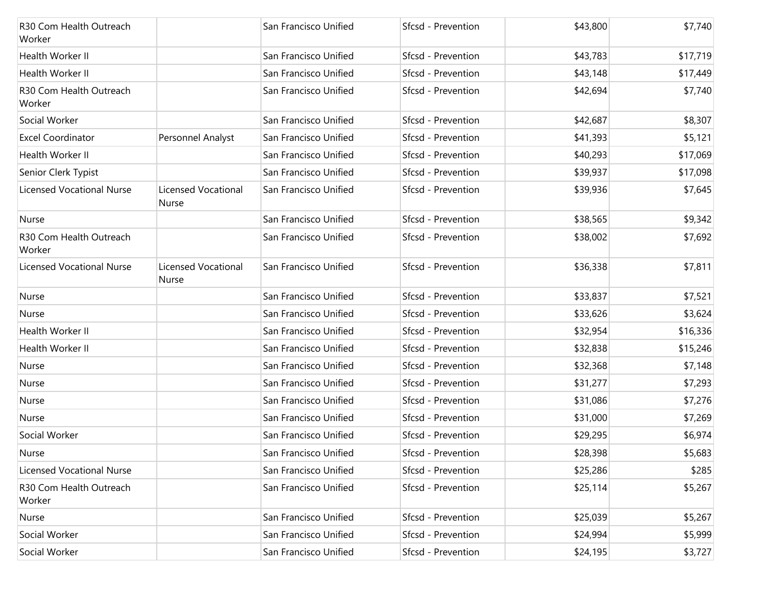| | | | | | |
|---|---|---|---|---|---|
| R30 Com Health Outreach Worker | | San Francisco Unified | Sfcsd - Prevention | $43,800 | $7,740 |
| Health Worker II | | San Francisco Unified | Sfcsd - Prevention | $43,783 | $17,719 |
| Health Worker II | | San Francisco Unified | Sfcsd - Prevention | $43,148 | $17,449 |
| R30 Com Health Outreach Worker | | San Francisco Unified | Sfcsd - Prevention | $42,694 | $7,740 |
| Social Worker | | San Francisco Unified | Sfcsd - Prevention | $42,687 | $8,307 |
| Excel Coordinator | Personnel Analyst | San Francisco Unified | Sfcsd - Prevention | $41,393 | $5,121 |
| Health Worker II | | San Francisco Unified | Sfcsd - Prevention | $40,293 | $17,069 |
| Senior Clerk Typist | | San Francisco Unified | Sfcsd - Prevention | $39,937 | $17,098 |
| Licensed Vocational Nurse | Licensed Vocational Nurse | San Francisco Unified | Sfcsd - Prevention | $39,936 | $7,645 |
| Nurse | | San Francisco Unified | Sfcsd - Prevention | $38,565 | $9,342 |
| R30 Com Health Outreach Worker | | San Francisco Unified | Sfcsd - Prevention | $38,002 | $7,692 |
| Licensed Vocational Nurse | Licensed Vocational Nurse | San Francisco Unified | Sfcsd - Prevention | $36,338 | $7,811 |
| Nurse | | San Francisco Unified | Sfcsd - Prevention | $33,837 | $7,521 |
| Nurse | | San Francisco Unified | Sfcsd - Prevention | $33,626 | $3,624 |
| Health Worker II | | San Francisco Unified | Sfcsd - Prevention | $32,954 | $16,336 |
| Health Worker II | | San Francisco Unified | Sfcsd - Prevention | $32,838 | $15,246 |
| Nurse | | San Francisco Unified | Sfcsd - Prevention | $32,368 | $7,148 |
| Nurse | | San Francisco Unified | Sfcsd - Prevention | $31,277 | $7,293 |
| Nurse | | San Francisco Unified | Sfcsd - Prevention | $31,086 | $7,276 |
| Nurse | | San Francisco Unified | Sfcsd - Prevention | $31,000 | $7,269 |
| Social Worker | | San Francisco Unified | Sfcsd - Prevention | $29,295 | $6,974 |
| Nurse | | San Francisco Unified | Sfcsd - Prevention | $28,398 | $5,683 |
| Licensed Vocational Nurse | | San Francisco Unified | Sfcsd - Prevention | $25,286 | $285 |
| R30 Com Health Outreach Worker | | San Francisco Unified | Sfcsd - Prevention | $25,114 | $5,267 |
| Nurse | | San Francisco Unified | Sfcsd - Prevention | $25,039 | $5,267 |
| Social Worker | | San Francisco Unified | Sfcsd - Prevention | $24,994 | $5,999 |
| Social Worker | | San Francisco Unified | Sfcsd - Prevention | $24,195 | $3,727 |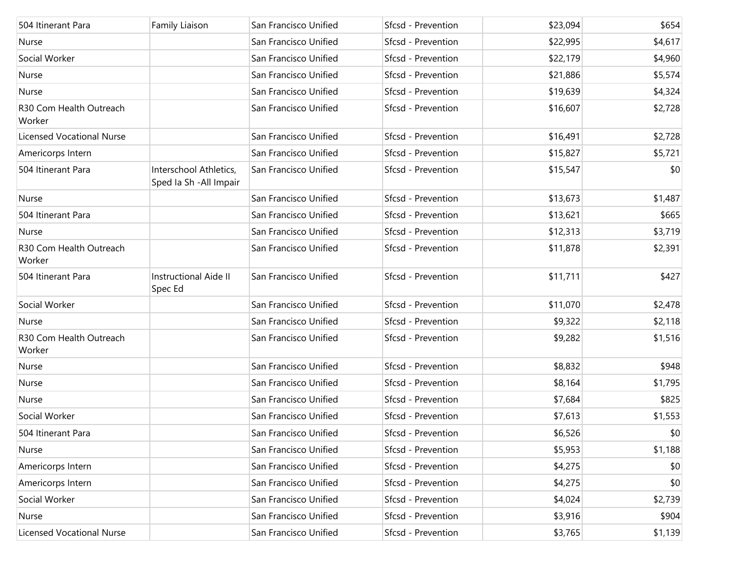| | | | | | |
|---|---|---|---|---|---|
| 504 Itinerant Para | Family Liaison | San Francisco Unified | Sfcsd - Prevention | $23,094 | $654 |
| Nurse | | San Francisco Unified | Sfcsd - Prevention | $22,995 | $4,617 |
| Social Worker | | San Francisco Unified | Sfcsd - Prevention | $22,179 | $4,960 |
| Nurse | | San Francisco Unified | Sfcsd - Prevention | $21,886 | $5,574 |
| Nurse | | San Francisco Unified | Sfcsd - Prevention | $19,639 | $4,324 |
| R30 Com Health Outreach Worker | | San Francisco Unified | Sfcsd - Prevention | $16,607 | $2,728 |
| Licensed Vocational Nurse | | San Francisco Unified | Sfcsd - Prevention | $16,491 | $2,728 |
| Americorps Intern | | San Francisco Unified | Sfcsd - Prevention | $15,827 | $5,721 |
| 504 Itinerant Para | Interschool Athletics, Sped Ia Sh -All Impair | San Francisco Unified | Sfcsd - Prevention | $15,547 | $0 |
| Nurse | | San Francisco Unified | Sfcsd - Prevention | $13,673 | $1,487 |
| 504 Itinerant Para | | San Francisco Unified | Sfcsd - Prevention | $13,621 | $665 |
| Nurse | | San Francisco Unified | Sfcsd - Prevention | $12,313 | $3,719 |
| R30 Com Health Outreach Worker | | San Francisco Unified | Sfcsd - Prevention | $11,878 | $2,391 |
| 504 Itinerant Para | Instructional Aide II Spec Ed | San Francisco Unified | Sfcsd - Prevention | $11,711 | $427 |
| Social Worker | | San Francisco Unified | Sfcsd - Prevention | $11,070 | $2,478 |
| Nurse | | San Francisco Unified | Sfcsd - Prevention | $9,322 | $2,118 |
| R30 Com Health Outreach Worker | | San Francisco Unified | Sfcsd - Prevention | $9,282 | $1,516 |
| Nurse | | San Francisco Unified | Sfcsd - Prevention | $8,832 | $948 |
| Nurse | | San Francisco Unified | Sfcsd - Prevention | $8,164 | $1,795 |
| Nurse | | San Francisco Unified | Sfcsd - Prevention | $7,684 | $825 |
| Social Worker | | San Francisco Unified | Sfcsd - Prevention | $7,613 | $1,553 |
| 504 Itinerant Para | | San Francisco Unified | Sfcsd - Prevention | $6,526 | $0 |
| Nurse | | San Francisco Unified | Sfcsd - Prevention | $5,953 | $1,188 |
| Americorps Intern | | San Francisco Unified | Sfcsd - Prevention | $4,275 | $0 |
| Americorps Intern | | San Francisco Unified | Sfcsd - Prevention | $4,275 | $0 |
| Social Worker | | San Francisco Unified | Sfcsd - Prevention | $4,024 | $2,739 |
| Nurse | | San Francisco Unified | Sfcsd - Prevention | $3,916 | $904 |
| Licensed Vocational Nurse | | San Francisco Unified | Sfcsd - Prevention | $3,765 | $1,139 |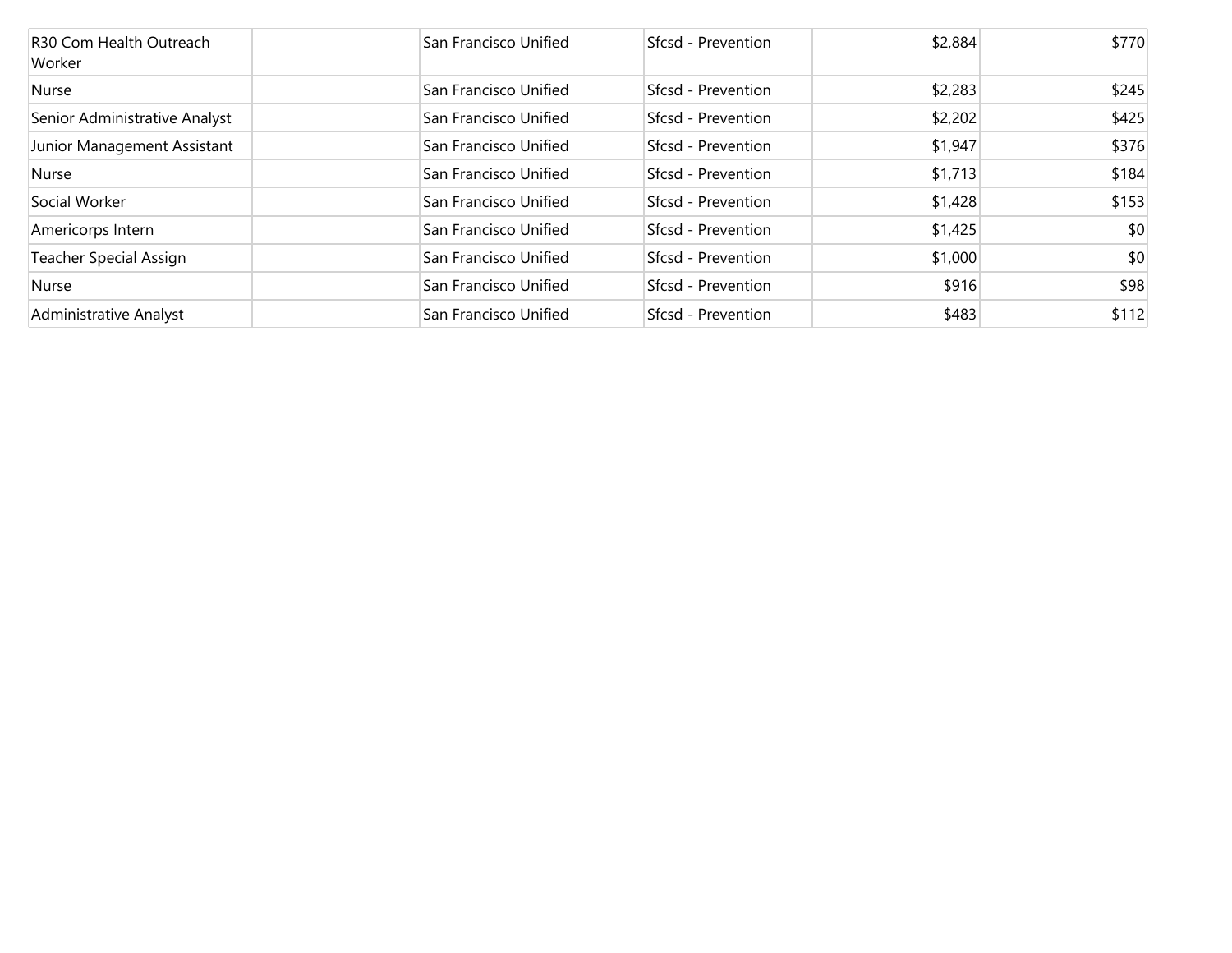| | | | | | |
|---|---|---|---|---|---|
| R30 Com Health Outreach Worker | | San Francisco Unified | Sfcsd - Prevention | $2,884 | $770 |
| Nurse | | San Francisco Unified | Sfcsd - Prevention | $2,283 | $245 |
| Senior Administrative Analyst | | San Francisco Unified | Sfcsd - Prevention | $2,202 | $425 |
| Junior Management Assistant | | San Francisco Unified | Sfcsd - Prevention | $1,947 | $376 |
| Nurse | | San Francisco Unified | Sfcsd - Prevention | $1,713 | $184 |
| Social Worker | | San Francisco Unified | Sfcsd - Prevention | $1,428 | $153 |
| Americorps Intern | | San Francisco Unified | Sfcsd - Prevention | $1,425 | $0 |
| Teacher Special Assign | | San Francisco Unified | Sfcsd - Prevention | $1,000 | $0 |
| Nurse | | San Francisco Unified | Sfcsd - Prevention | $916 | $98 |
| Administrative Analyst | | San Francisco Unified | Sfcsd - Prevention | $483 | $112 |